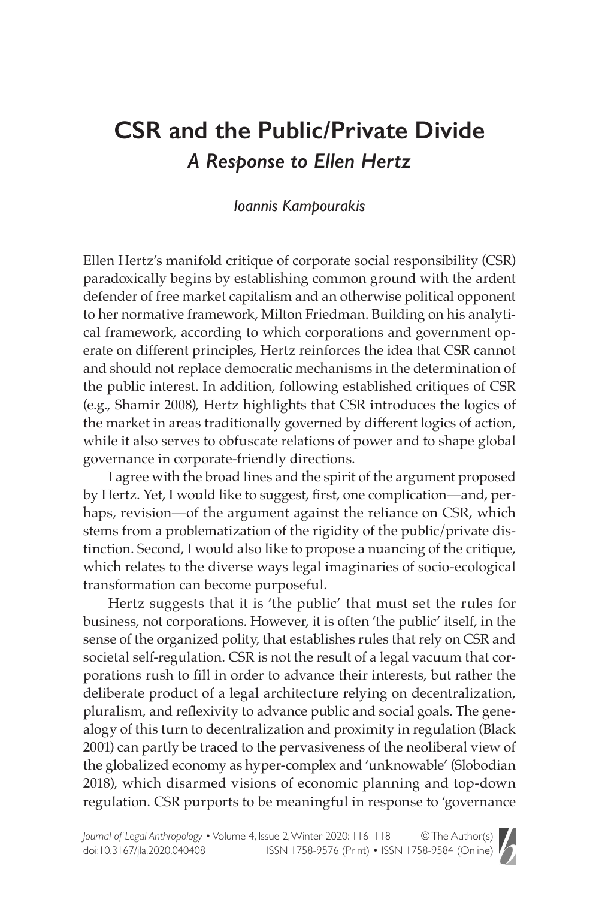# CSR and the Public/Private Divide

## *A Response to Ellen Hertz*

*Ioannis Kampourakis*

Ellen Hertz's manifold critique of corporate social responsibility (CSR) paradoxically begins by establishing common ground with the ardent defender of free market capitalism and an otherwise political opponent to her normative framework, Milton Friedman. Building on his analytical framework, according to which corporations and government operate on different principles, Hertz reinforces the idea that CSR cannot and should not replace democratic mechanisms in the determination of the public interest. In addition, following established critiques of CSR (e.g., Shamir 2008), Hertz highlights that CSR introduces the logics of the market in areas traditionally governed by different logics of action, while it also serves to obfuscate relations of power and to shape global governance in corporate-friendly directions.

I agree with the broad lines and the spirit of the argument proposed by Hertz. Yet, I would like to suggest, first, one complication—and, perhaps, revision—of the argument against the reliance on CSR, which stems from a problematization of the rigidity of the public/private distinction. Second, I would also like to propose a nuancing of the critique, which relates to the diverse ways legal imaginaries of socio-ecological transformation can become purposeful.

Hertz suggests that it is 'the public' that must set the rules for business, not corporations. However, it is often 'the public' itself, in the sense of the organized polity, that establishes rules that rely on CSR and societal self-regulation. CSR is not the result of a legal vacuum that corporations rush to fill in order to advance their interests, but rather the deliberate product of a legal architecture relying on decentralization, pluralism, and reflexivity to advance public and social goals. The genealogy of this turn to decentralization and proximity in regulation (Black 2001) can partly be traced to the pervasiveness of the neoliberal view of the globalized economy as hyper-complex and 'unknowable' (Slobodian 2018), which disarmed visions of economic planning and top-down regulation. CSR purports to be meaningful in response to 'governance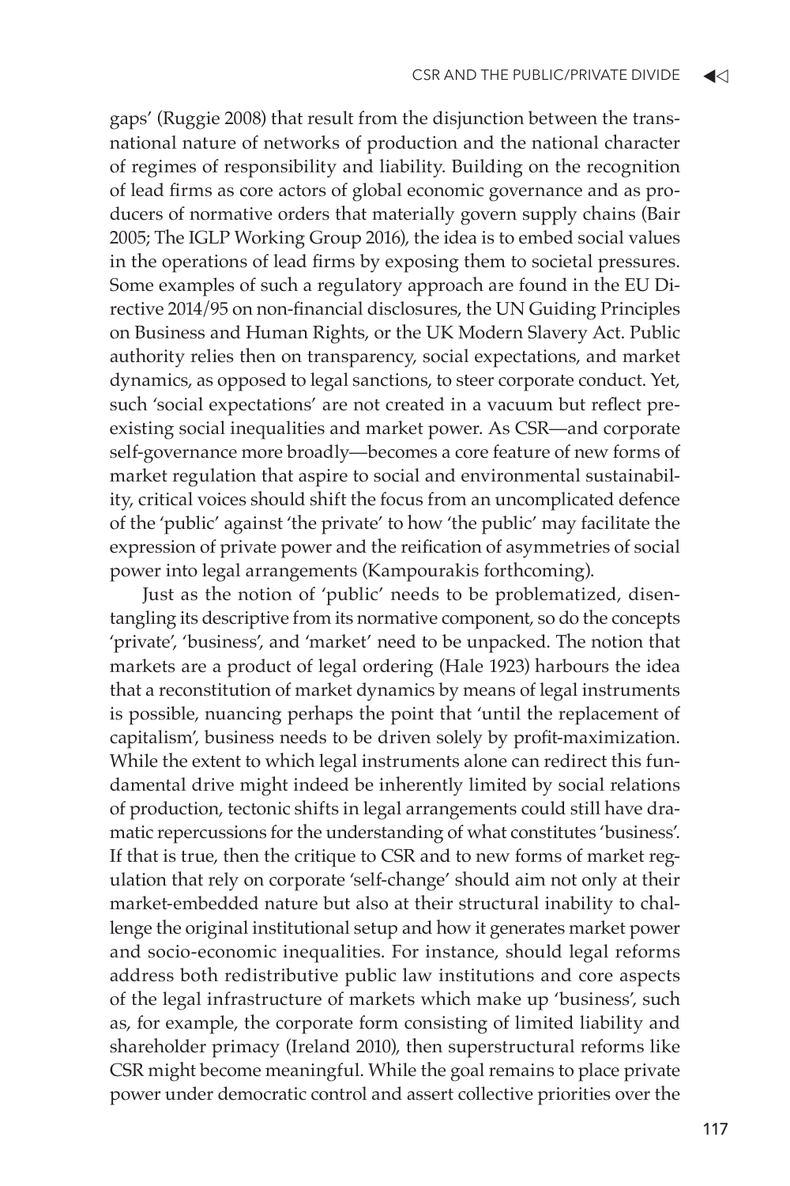gaps' (Ruggie 2008) that result from the disjunction between the transnational nature of networks of production and the national character of regimes of responsibility and liability. Building on the recognition of lead firms as core actors of global economic governance and as producers of normative orders that materially govern supply chains (Bair 2005; The IGLP Working Group 2016), the idea is to embed social values in the operations of lead firms by exposing them to societal pressures. Some examples of such a regulatory approach are found in the EU Directive 2014/95 on non-financial disclosures, the UN Guiding Principles on Business and Human Rights, or the UK Modern Slavery Act. Public authority relies then on transparency, social expectations, and market dynamics, as opposed to legal sanctions, to steer corporate conduct. Yet, such 'social expectations' are not created in a vacuum but reflect pre-existing social inequalities and market power. As CSR—and corporate self-governance more broadly—becomes a core feature of new forms of market regulation that aspire to social and environmental sustainability, critical voices should shift the focus from an uncomplicated defence of the 'public' against 'the private' to how 'the public' may facilitate the expression of private power and the reification of asymmetries of social power into legal arrangements (Kampourakis forthcoming).

Just as the notion of 'public' needs to be problematized, disentangling its descriptive from its normative component, so do the concepts 'private', 'business', and 'market' need to be unpacked. The notion that markets are a product of legal ordering (Hale 1923) harbours the idea that a reconstitution of market dynamics by means of legal instruments is possible, nuancing perhaps the point that 'until the replacement of capitalism', business needs to be driven solely by profit-maximization. While the extent to which legal instruments alone can redirect this fundamental drive might indeed be inherently limited by social relations of production, tectonic shifts in legal arrangements could still have dramatic repercussions for the understanding of what constitutes 'business'. If that is true, then the critique to CSR and to new forms of market regulation that rely on corporate 'self-change' should aim not only at their market-embedded nature but also at their structural inability to challenge the original institutional setup and how it generates market power and socio-economic inequalities. For instance, should legal reforms address both redistributive public law institutions and core aspects of the legal infrastructure of markets which make up 'business', such as, for example, the corporate form consisting of limited liability and shareholder primacy (Ireland 2010), then superstructural reforms like CSR might become meaningful. While the goal remains to place private power under democratic control and assert collective priorities over the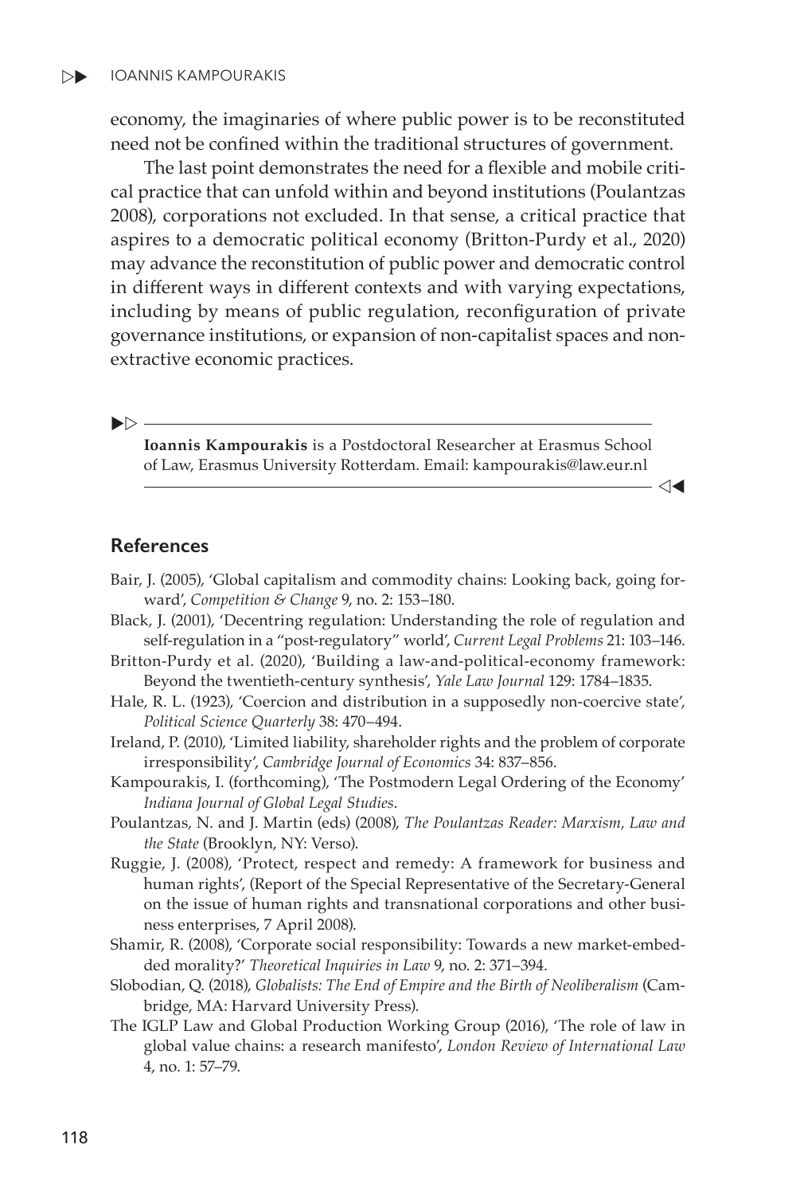economy, the imaginaries of where public power is to be reconstituted need not be confined within the traditional structures of government.

The last point demonstrates the need for a flexible and mobile critical practice that can unfold within and beyond institutions (Poulantzas 2008), corporations not excluded. In that sense, a critical practice that aspires to a democratic political economy (Britton-Purdy et al., 2020) may advance the reconstitution of public power and democratic control in different ways in different contexts and with varying expectations, including by means of public regulation, reconfiguration of private governance institutions, or expansion of non-capitalist spaces and non-extractive economic practices.

---

**Ioannis Kampourakis** is a Postdoctoral Researcher at Erasmus School of Law, Erasmus University Rotterdam. Email: kampourakis@law.eur.nl

---

## References

Bair, J. (2005), 'Global capitalism and commodity chains: Looking back, going forward', *Competition & Change* 9, no. 2: 153–180.

Black, J. (2001), 'Decentring regulation: Understanding the role of regulation and self-regulation in a "post-regulatory" world', *Current Legal Problems* 21: 103–146.

Britton-Purdy et al. (2020), 'Building a law-and-political-economy framework: Beyond the twentieth-century synthesis', *Yale Law Journal* 129: 1784–1835.

Hale, R. L. (1923), 'Coercion and distribution in a supposedly non-coercive state', *Political Science Quarterly* 38: 470–494.

Ireland, P. (2010), 'Limited liability, shareholder rights and the problem of corporate irresponsibility', *Cambridge Journal of Economics* 34: 837–856.

Kampourakis, I. (forthcoming), 'The Postmodern Legal Ordering of the Economy' *Indiana Journal of Global Legal Studies*.

Poulantzas, N. and J. Martin (eds) (2008), *The Poulantzas Reader: Marxism, Law and the State* (Brooklyn, NY: Verso).

Ruggie, J. (2008), 'Protect, respect and remedy: A framework for business and human rights', (Report of the Special Representative of the Secretary-General on the issue of human rights and transnational corporations and other business enterprises, 7 April 2008).

Shamir, R. (2008), 'Corporate social responsibility: Towards a new market-embedded morality?' *Theoretical Inquiries in Law* 9, no. 2: 371–394.

Slobodian, Q. (2018), *Globalists: The End of Empire and the Birth of Neoliberalism* (Cambridge, MA: Harvard University Press).

The IGLP Law and Global Production Working Group (2016), 'The role of law in global value chains: a research manifesto', *London Review of International Law* 4, no. 1: 57–79.